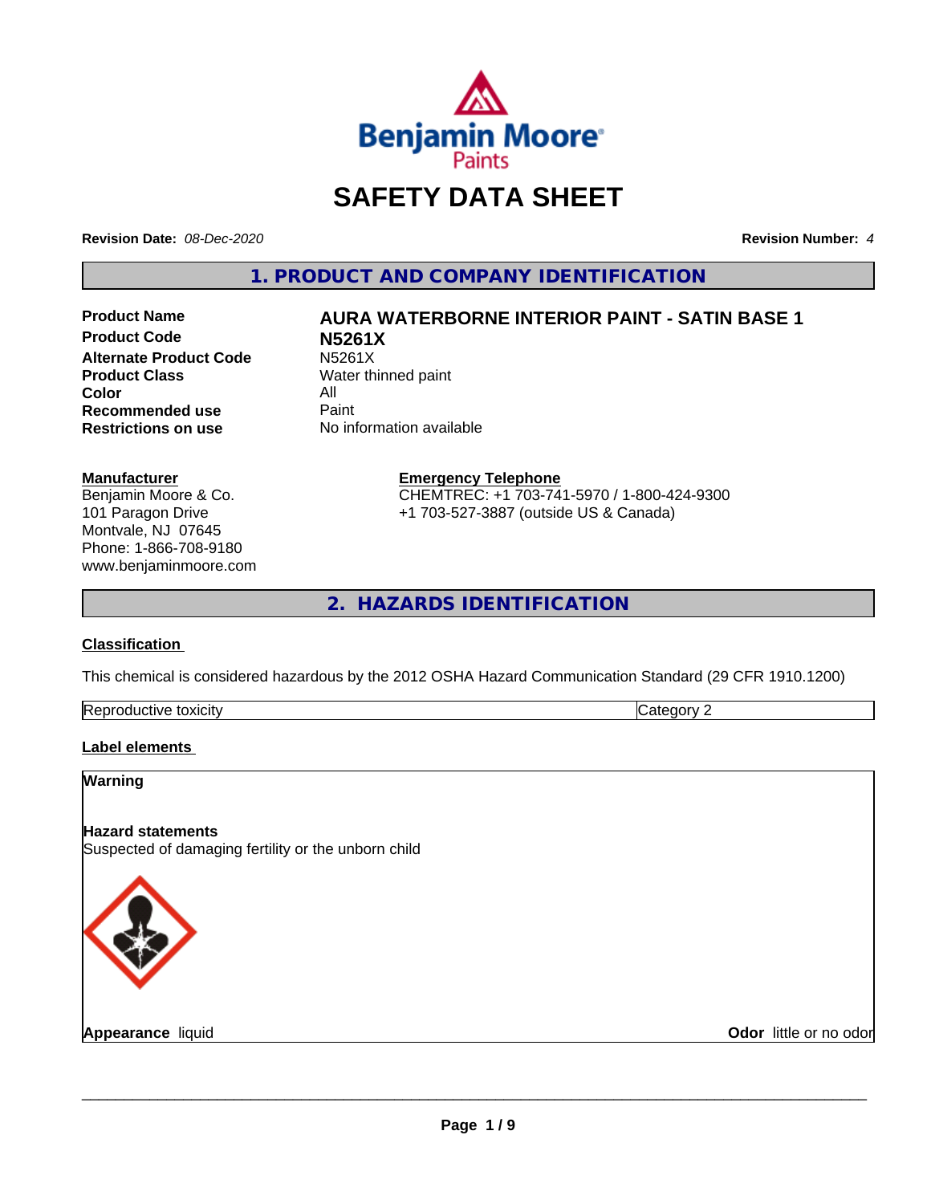# SAFETY DATA SHEET

**Revision Date:** *08-Dec-2020* **Revision Number:** *4*

## 1. PRODUCT AND COMPANY IDENTIFICATION

| | |
|---|---|
| **Product Name** | **AURA WATERBORNE INTERIOR PAINT - SATIN BASE 1** |
| **Product Code** | **N5261X** |
| **Alternate Product Code** | N5261X |
| **Product Class** | Water thinned paint |
| **Color** | All |
| **Recommended use** | Paint |
| **Restrictions on use** | No information available |

**Manufacturer**
Benjamin Moore & Co.
101 Paragon Drive
Montvale, NJ 07645
Phone: 1-866-708-9180
www.benjaminmoore.com

**Emergency Telephone**
CHEMTREC: +1 703-741-5970 / 1-800-424-9300
+1 703-527-3887 (outside US & Canada)

## 2. HAZARDS IDENTIFICATION

### Classification

This chemical is considered hazardous by the 2012 OSHA Hazard Communication Standard (29 CFR 1910.1200)

| | |
|---|---|
| Reproductive toxicity | Category 2 |

### Label elements

**Warning**

**Hazard statements**
Suspected of damaging fertility or the unborn child

**Appearance** liquid **Odor** little or no odor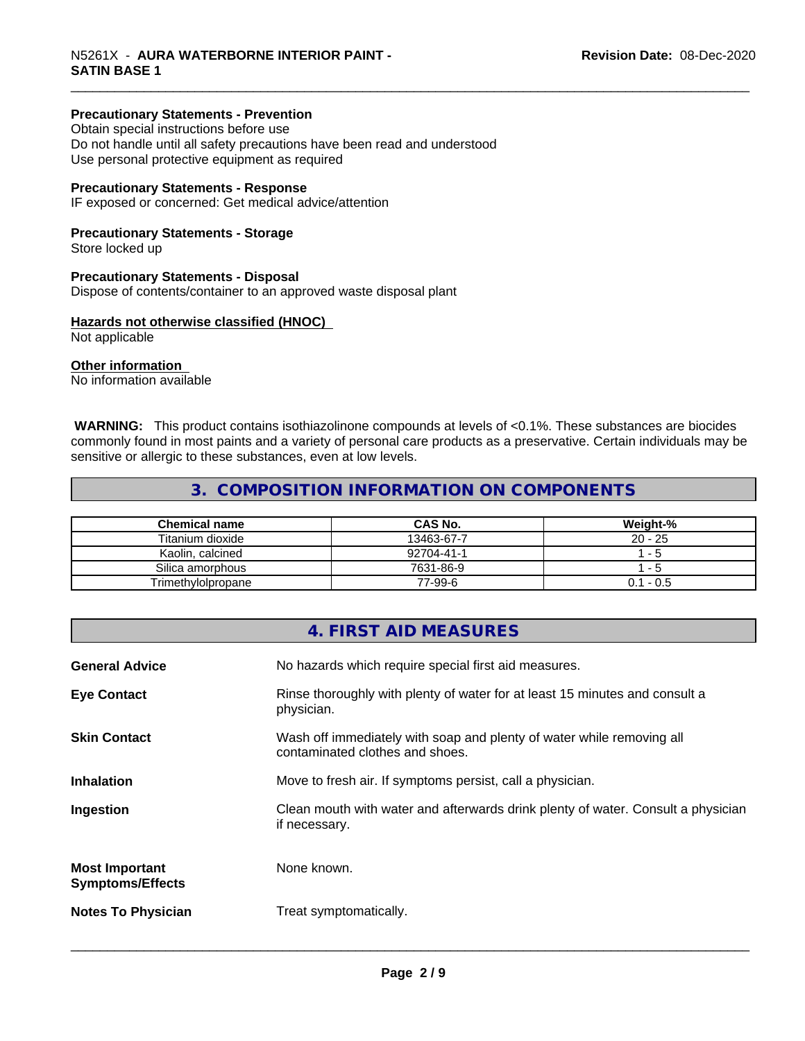**Precautionary Statements - Prevention**
Obtain special instructions before use
Do not handle until all safety precautions have been read and understood
Use personal protective equipment as required

**Precautionary Statements - Response**
IF exposed or concerned: Get medical advice/attention

**Precautionary Statements - Storage**
Store locked up

**Precautionary Statements - Disposal**
Dispose of contents/container to an approved waste disposal plant

**Hazards not otherwise classified (HNOC)**
Not applicable

**Other information**
No information available

**WARNING:** This product contains isothiazolinone compounds at levels of <0.1%. These substances are biocides commonly found in most paints and a variety of personal care products as a preservative. Certain individuals may be sensitive or allergic to these substances, even at low levels.

## 3. COMPOSITION INFORMATION ON COMPONENTS

| Chemical name | CAS No. | Weight-% |
|---|---|---|
| Titanium dioxide | 13463-67-7 | 20 - 25 |
| Kaolin, calcined | 92704-41-1 | 1 - 5 |
| Silica amorphous | 7631-86-9 | 1 - 5 |
| Trimethylolpropane | 77-99-6 | 0.1 - 0.5 |

## 4. FIRST AID MEASURES

**General Advice**
No hazards which require special first aid measures.

**Eye Contact**
Rinse thoroughly with plenty of water for at least 15 minutes and consult a physician.

**Skin Contact**
Wash off immediately with soap and plenty of water while removing all contaminated clothes and shoes.

**Inhalation**
Move to fresh air. If symptoms persist, call a physician.

**Ingestion**
Clean mouth with water and afterwards drink plenty of water. Consult a physician if necessary.

**Most Important Symptoms/Effects**
None known.

**Notes To Physician**
Treat symptomatically.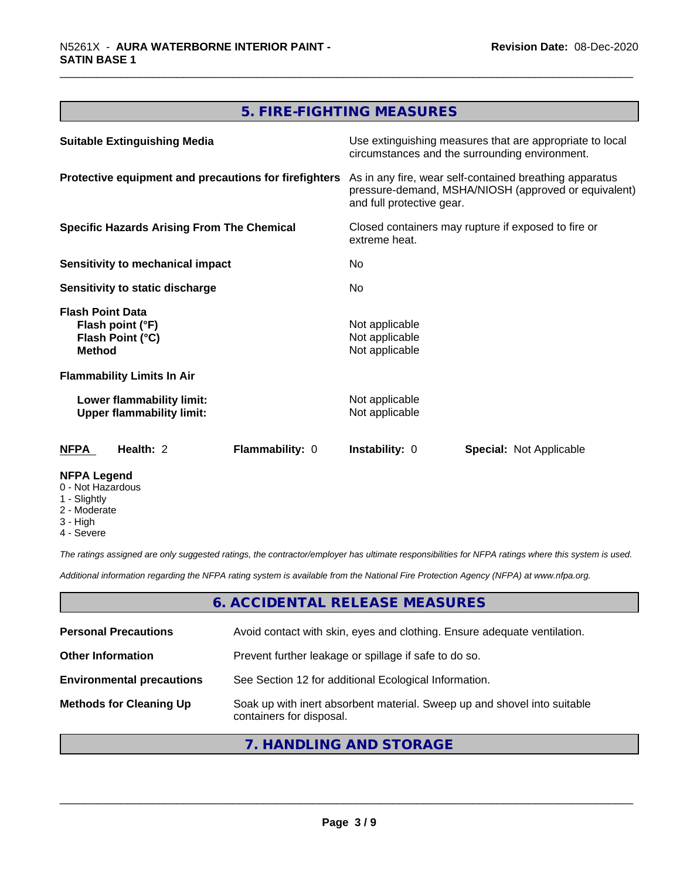## 5. FIRE-FIGHTING MEASURES

| | |
|---|---|
| **Suitable Extinguishing Media** | Use extinguishing measures that are appropriate to local circumstances and the surrounding environment. |
| **Protective equipment and precautions for firefighters** | As in any fire, wear self-contained breathing apparatus pressure-demand, MSHA/NIOSH (approved or equivalent) and full protective gear. |
| **Specific Hazards Arising From The Chemical** | Closed containers may rupture if exposed to fire or extreme heat. |
| **Sensitivity to mechanical impact** | No |
| **Sensitivity to static discharge** | No |

**Flash Point Data**

| | |
|---|---|
| **Flash point (°F)** | Not applicable |
| **Flash Point (°C)** | Not applicable |
| **Method** | Not applicable |

**Flammability Limits In Air**

| | |
|---|---|
| **Lower flammability limit:** | Not applicable |
| **Upper flammability limit:** | Not applicable |

| **NFPA** | **Health:** 2 | **Flammability:** 0 | **Instability:** 0 | **Special:** Not Applicable |
|---|---|---|---|---|

**NFPA Legend**

- 0 - Not Hazardous
- 1 - Slightly
- 2 - Moderate
- 3 - High
- 4 - Severe

*The ratings assigned are only suggested ratings, the contractor/employer has ultimate responsibilities for NFPA ratings where this system is used.*

*Additional information regarding the NFPA rating system is available from the National Fire Protection Agency (NFPA) at www.nfpa.org.*

## 6. ACCIDENTAL RELEASE MEASURES

| | |
|---|---|
| **Personal Precautions** | Avoid contact with skin, eyes and clothing. Ensure adequate ventilation. |
| **Other Information** | Prevent further leakage or spillage if safe to do so. |
| **Environmental precautions** | See Section 12 for additional Ecological Information. |
| **Methods for Cleaning Up** | Soak up with inert absorbent material. Sweep up and shovel into suitable containers for disposal. |

## 7. HANDLING AND STORAGE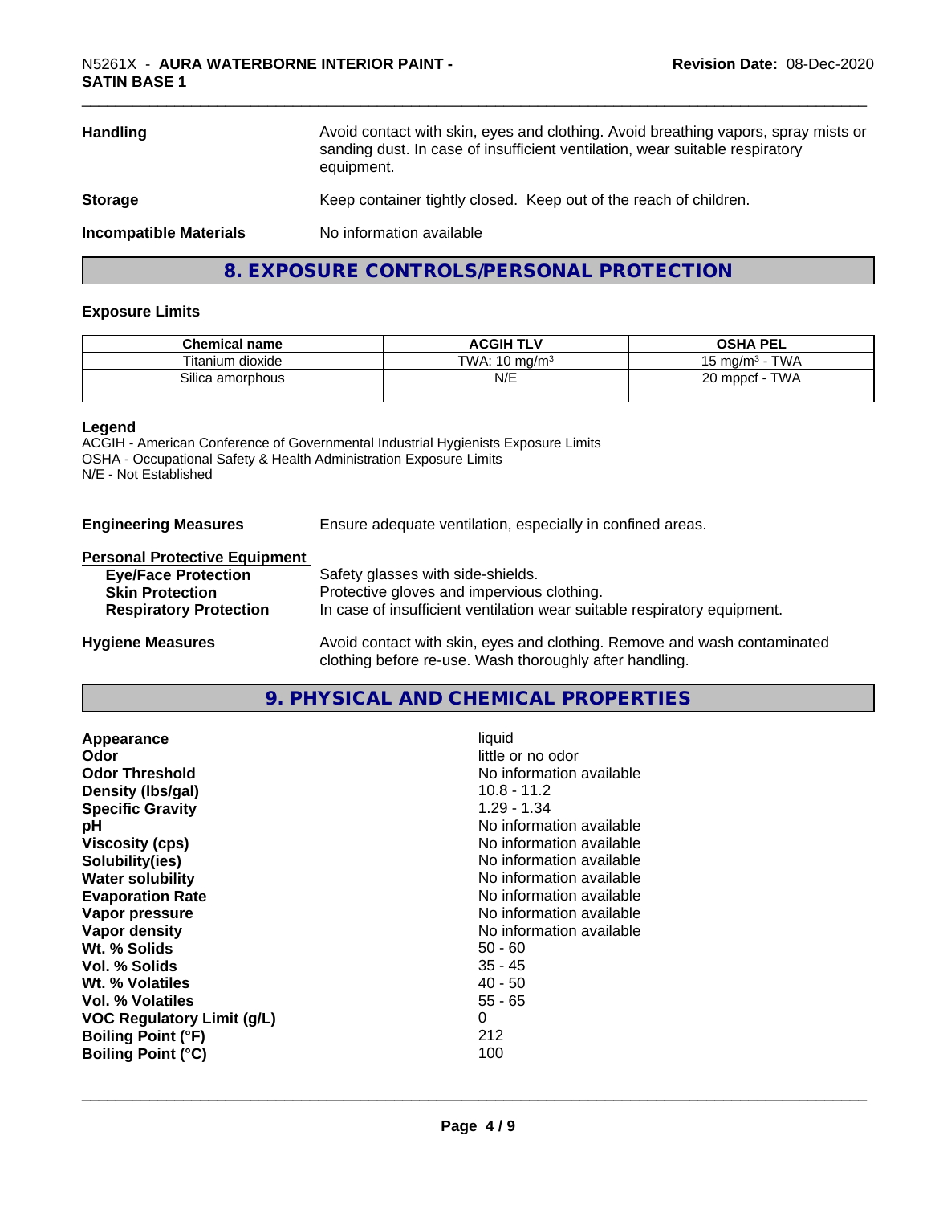| | |
|---|---|
| **Handling** | Avoid contact with skin, eyes and clothing. Avoid breathing vapors, spray mists or sanding dust. In case of insufficient ventilation, wear suitable respiratory equipment. |
| **Storage** | Keep container tightly closed. Keep out of the reach of children. |
| **Incompatible Materials** | No information available |

## 8. EXPOSURE CONTROLS/PERSONAL PROTECTION

### Exposure Limits

| Chemical name | ACGIH TLV | OSHA PEL |
|---|---|---|
| Titanium dioxide | TWA: 10 mg/m$^3$ | 15 mg/m$^3$ - TWA |
| Silica amorphous | N/E | 20 mppcf - TWA |

**Legend**
ACGIH - American Conference of Governmental Industrial Hygienists Exposure Limits
OSHA - Occupational Safety & Health Administration Exposure Limits
N/E - Not Established

| | |
|---|---|
| **Engineering Measures** | Ensure adequate ventilation, especially in confined areas. |
| **Personal Protective Equipment** | |
| **Eye/Face Protection** | Safety glasses with side-shields. |
| **Skin Protection** | Protective gloves and impervious clothing. |
| **Respiratory Protection** | In case of insufficient ventilation wear suitable respiratory equipment. |
| **Hygiene Measures** | Avoid contact with skin, eyes and clothing. Remove and wash contaminated clothing before re-use. Wash thoroughly after handling. |

## 9. PHYSICAL AND CHEMICAL PROPERTIES

| | |
|---|---|
| **Appearance** | liquid |
| **Odor** | little or no odor |
| **Odor Threshold** | No information available |
| **Density (lbs/gal)** | 10.8 - 11.2 |
| **Specific Gravity** | 1.29 - 1.34 |
| **pH** | No information available |
| **Viscosity (cps)** | No information available |
| **Solubility(ies)** | No information available |
| **Water solubility** | No information available |
| **Evaporation Rate** | No information available |
| **Vapor pressure** | No information available |
| **Vapor density** | No information available |
| **Wt. % Solids** | 50 - 60 |
| **Vol. % Solids** | 35 - 45 |
| **Wt. % Volatiles** | 40 - 50 |
| **Vol. % Volatiles** | 55 - 65 |
| **VOC Regulatory Limit (g/L)** | 0 |
| **Boiling Point (°F)** | 212 |
| **Boiling Point (°C)** | 100 |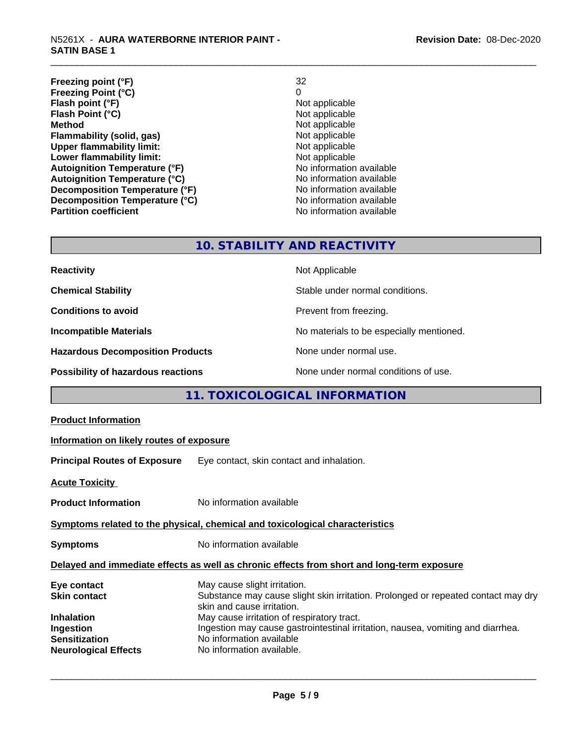| | |
|---|---|
| **Freezing point (°F)** | 32 |
| **Freezing Point (°C)** | 0 |
| **Flash point (°F)** | Not applicable |
| **Flash Point (°C)** | Not applicable |
| **Method** | Not applicable |
| **Flammability (solid, gas)** | Not applicable |
| **Upper flammability limit:** | Not applicable |
| **Lower flammability limit:** | Not applicable |
| **Autoignition Temperature (°F)** | No information available |
| **Autoignition Temperature (°C)** | No information available |
| **Decomposition Temperature (°F)** | No information available |
| **Decomposition Temperature (°C)** | No information available |
| **Partition coefficient** | No information available |

## 10. STABILITY AND REACTIVITY

| | |
|---|---|
| **Reactivity** | Not Applicable |
| **Chemical Stability** | Stable under normal conditions. |
| **Conditions to avoid** | Prevent from freezing. |
| **Incompatible Materials** | No materials to be especially mentioned. |
| **Hazardous Decomposition Products** | None under normal use. |
| **Possibility of hazardous reactions** | None under normal conditions of use. |

## 11. TOXICOLOGICAL INFORMATION

**Product Information**

**Information on likely routes of exposure**

**Principal Routes of Exposure** Eye contact, skin contact and inhalation.

**Acute Toxicity**

**Product Information** No information available

**Symptoms related to the physical, chemical and toxicological characteristics**

**Symptoms** No information available

**Delayed and immediate effects as well as chronic effects from short and long-term exposure**

| | |
|---|---|
| **Eye contact** | May cause slight irritation. |
| **Skin contact** | Substance may cause slight skin irritation. Prolonged or repeated contact may dry skin and cause irritation. |
| **Inhalation** | May cause irritation of respiratory tract. |
| **Ingestion** | Ingestion may cause gastrointestinal irritation, nausea, vomiting and diarrhea. |
| **Sensitization** | No information available |
| **Neurological Effects** | No information available. |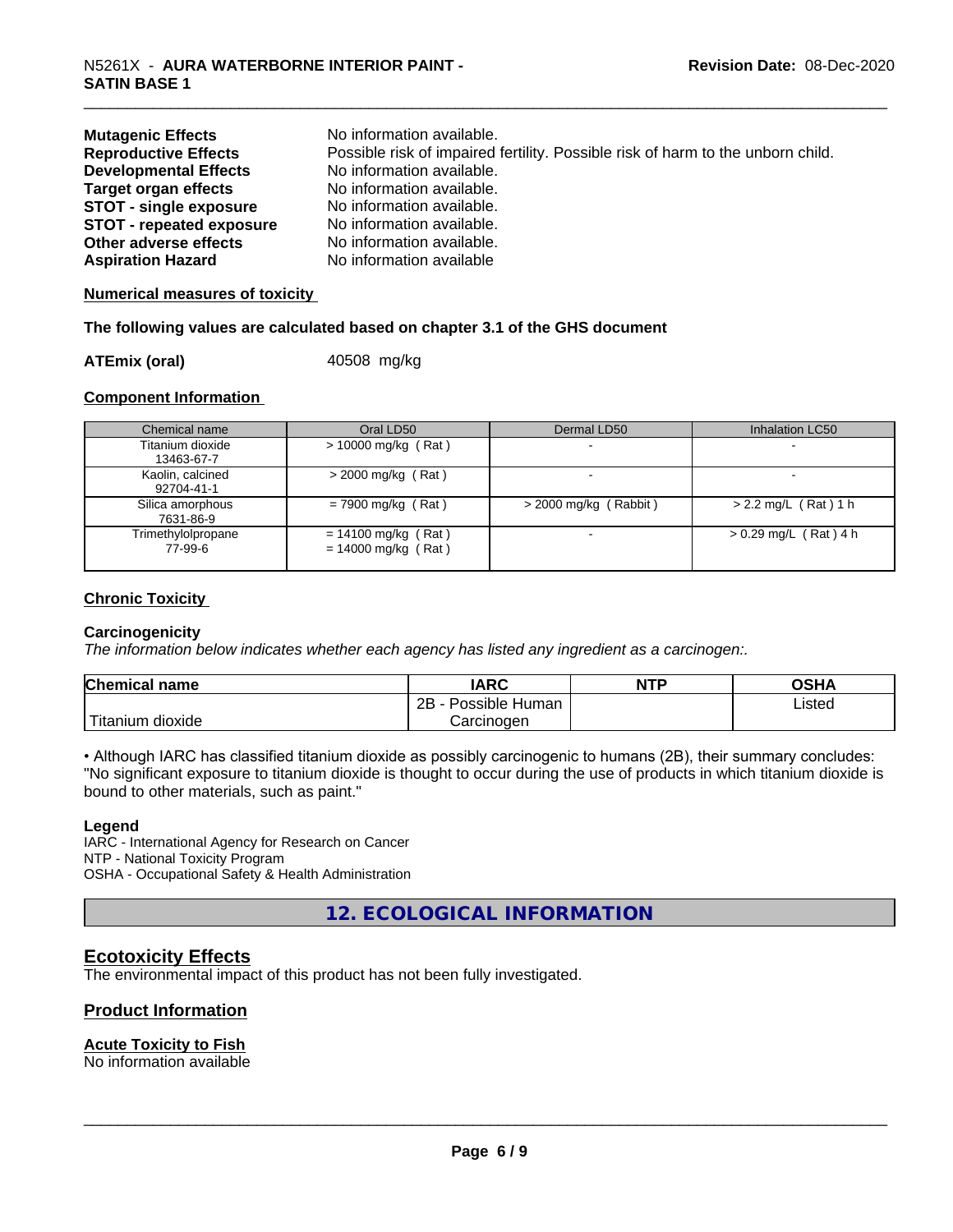| | |
|---|---|
| **Mutagenic Effects** | No information available. |
| **Reproductive Effects** | Possible risk of impaired fertility. Possible risk of harm to the unborn child. |
| **Developmental Effects** | No information available. |
| **Target organ effects** | No information available. |
| **STOT - single exposure** | No information available. |
| **STOT - repeated exposure** | No information available. |
| **Other adverse effects** | No information available. |
| **Aspiration Hazard** | No information available |

**Numerical measures of toxicity**

**The following values are calculated based on chapter 3.1 of the GHS document**

**ATEmix (oral)** 40508 mg/kg

**Component Information**

| Chemical name | Oral LD50 | Dermal LD50 | Inhalation LC50 |
|---|---|---|---|
| Titanium dioxide<br>13463-67-7 | > 10000 mg/kg ( Rat ) | - | - |
| Kaolin, calcined<br>92704-41-1 | > 2000 mg/kg ( Rat ) | - | - |
| Silica amorphous<br>7631-86-9 | = 7900 mg/kg ( Rat ) | > 2000 mg/kg ( Rabbit ) | > 2.2 mg/L ( Rat ) 1 h |
| Trimethylolpropane<br>77-99-6 | = 14100 mg/kg ( Rat )<br>= 14000 mg/kg ( Rat ) | - | > 0.29 mg/L ( Rat ) 4 h |

**Chronic Toxicity**

**Carcinogenicity**

*The information below indicates whether each agency has listed any ingredient as a carcinogen:.*

| Chemical name | IARC | NTP | OSHA |
|---|---|---|---|
| Titanium dioxide | 2B - Possible Human Carcinogen | | Listed |

• Although IARC has classified titanium dioxide as possibly carcinogenic to humans (2B), their summary concludes: "No significant exposure to titanium dioxide is thought to occur during the use of products in which titanium dioxide is bound to other materials, such as paint."

**Legend**

IARC - International Agency for Research on Cancer
NTP - National Toxicity Program
OSHA - Occupational Safety & Health Administration

## 12. ECOLOGICAL INFORMATION

### Ecotoxicity Effects

The environmental impact of this product has not been fully investigated.

### Product Information

**Acute Toxicity to Fish**

No information available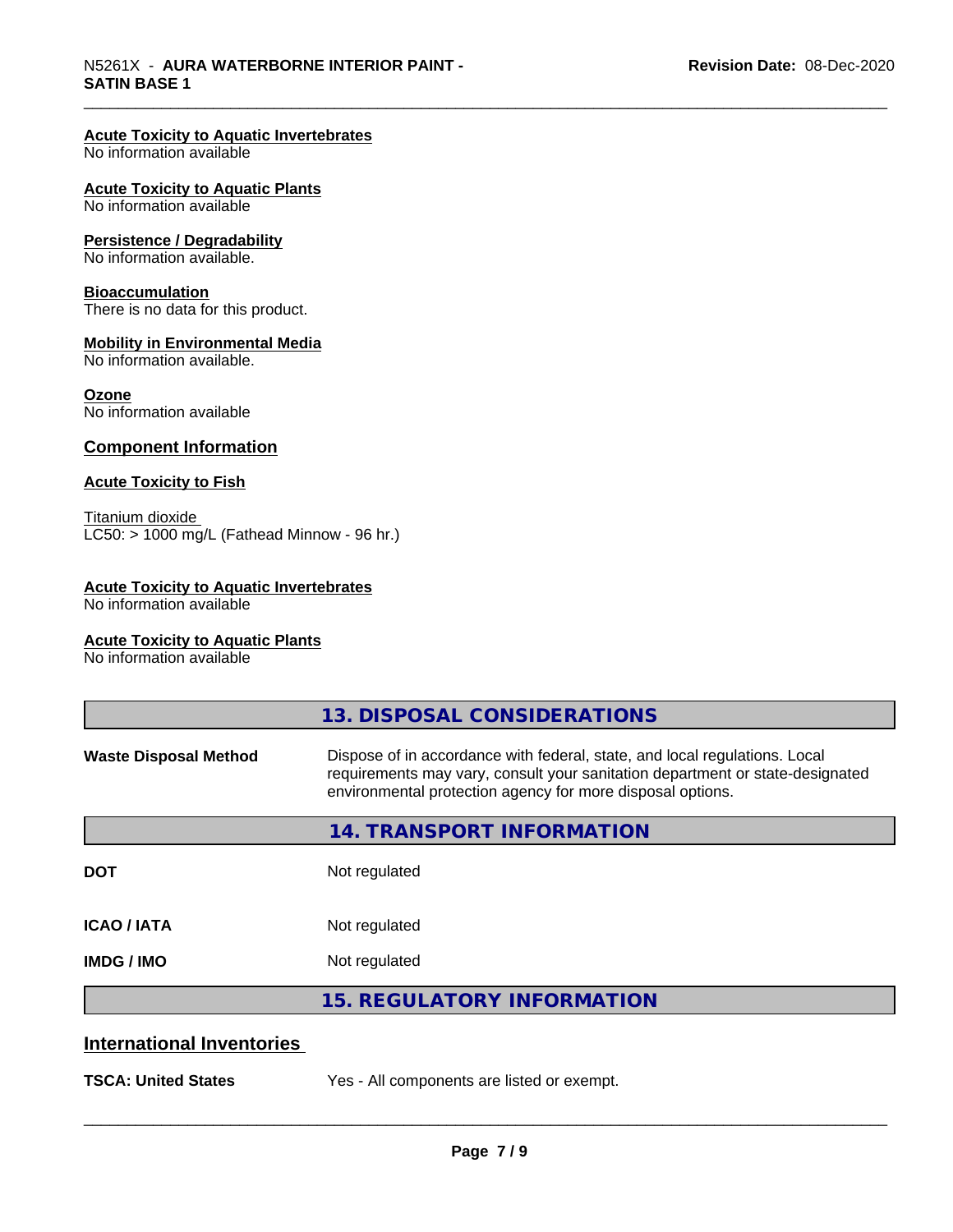**Acute Toxicity to Aquatic Invertebrates**
No information available

**Acute Toxicity to Aquatic Plants**
No information available

**Persistence / Degradability**
No information available.

**Bioaccumulation**
There is no data for this product.

**Mobility in Environmental Media**
No information available.

**Ozone**
No information available

**Component Information**

**Acute Toxicity to Fish**

Titanium dioxide
LC50: > 1000 mg/L (Fathead Minnow - 96 hr.)

**Acute Toxicity to Aquatic Invertebrates**
No information available

**Acute Toxicity to Aquatic Plants**
No information available

## 13. DISPOSAL CONSIDERATIONS

| | |
|---|---|
| **Waste Disposal Method** | Dispose of in accordance with federal, state, and local regulations. Local requirements may vary, consult your sanitation department or state-designated environmental protection agency for more disposal options. |

## 14. TRANSPORT INFORMATION

| | |
|---|---|
| **DOT** | Not regulated |
| **ICAO / IATA** | Not regulated |
| **IMDG / IMO** | Not regulated |

## 15. REGULATORY INFORMATION

### International Inventories

| | |
|---|---|
| **TSCA: United States** | Yes - All components are listed or exempt. |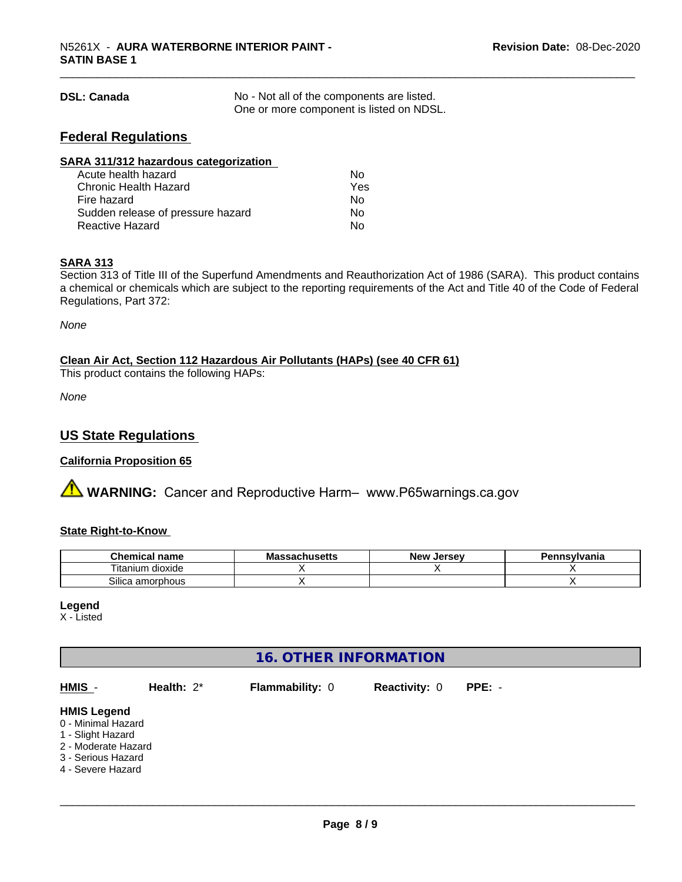**DSL: Canada** No - Not all of the components are listed.
One or more component is listed on NDSL.

## Federal Regulations

**SARA 311/312 hazardous categorization**

| | |
|---|---|
| Acute health hazard | No |
| Chronic Health Hazard | Yes |
| Fire hazard | No |
| Sudden release of pressure hazard | No |
| Reactive Hazard | No |

**SARA 313**

Section 313 of Title III of the Superfund Amendments and Reauthorization Act of 1986 (SARA). This product contains a chemical or chemicals which are subject to the reporting requirements of the Act and Title 40 of the Code of Federal Regulations, Part 372:

*None*

**Clean Air Act, Section 112 Hazardous Air Pollutants (HAPs) (see 40 CFR 61)**

This product contains the following HAPs:

*None*

## US State Regulations

**California Proposition 65**

⚠ **WARNING:** Cancer and Reproductive Harm– www.P65warnings.ca.gov

**State Right-to-Know**

| Chemical name | Massachusetts | New Jersey | Pennsylvania |
|---|---|---|---|
| Titanium dioxide | X | X | X |
| Silica amorphous | X | | X |

**Legend**

X - Listed

# 16. OTHER INFORMATION

**HMIS** - **Health:** 2* **Flammability:** 0 **Reactivity:** 0 **PPE:** -

**HMIS Legend**

0 - Minimal Hazard
1 - Slight Hazard
2 - Moderate Hazard
3 - Serious Hazard
4 - Severe Hazard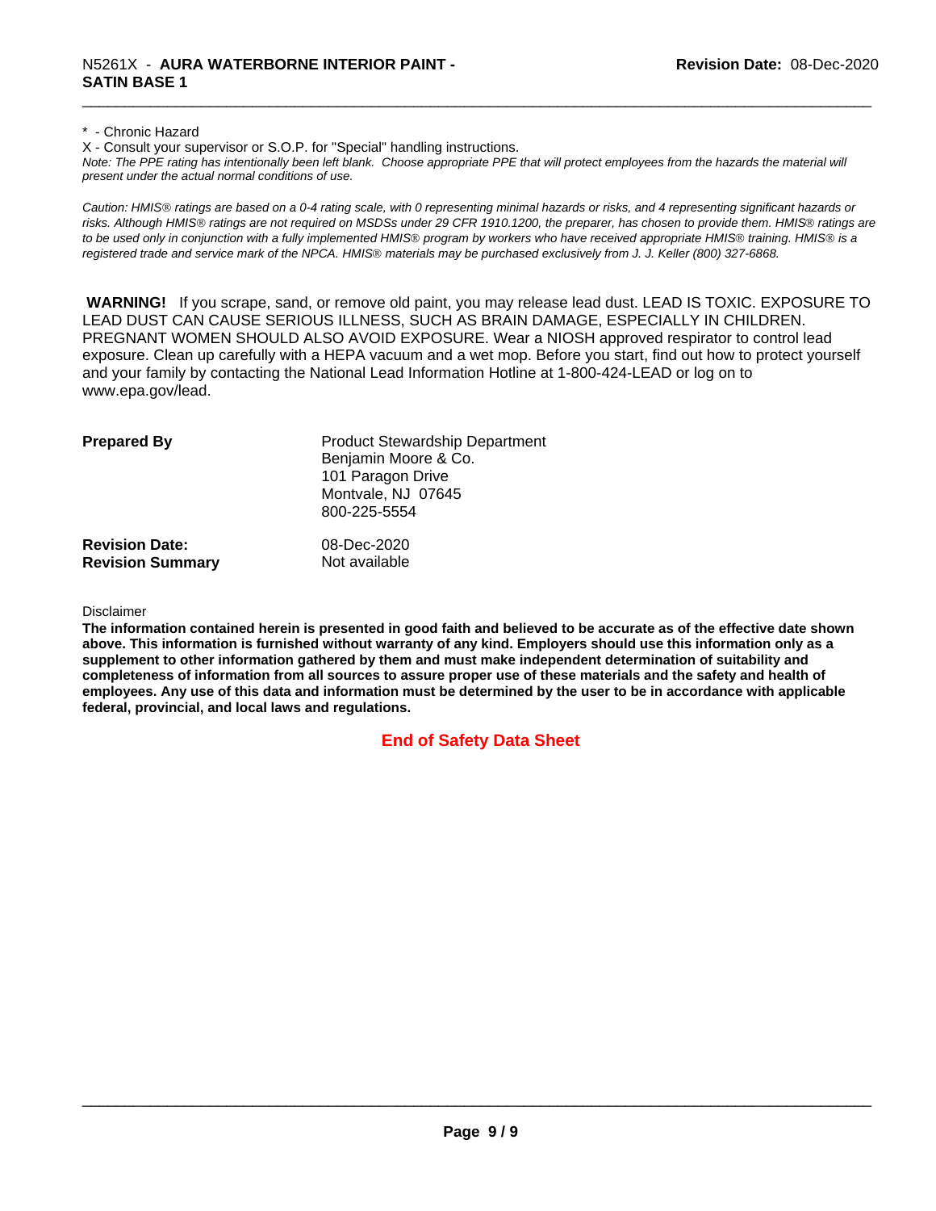\* - Chronic Hazard

X - Consult your supervisor or S.O.P. for "Special" handling instructions.

*Note: The PPE rating has intentionally been left blank. Choose appropriate PPE that will protect employees from the hazards the material will present under the actual normal conditions of use.*

*Caution: HMIS® ratings are based on a 0-4 rating scale, with 0 representing minimal hazards or risks, and 4 representing significant hazards or risks. Although HMIS® ratings are not required on MSDSs under 29 CFR 1910.1200, the preparer, has chosen to provide them. HMIS® ratings are to be used only in conjunction with a fully implemented HMIS® program by workers who have received appropriate HMIS® training. HMIS® is a registered trade and service mark of the NPCA. HMIS® materials may be purchased exclusively from J. J. Keller (800) 327-6868.*

**WARNING!** If you scrape, sand, or remove old paint, you may release lead dust. LEAD IS TOXIC. EXPOSURE TO LEAD DUST CAN CAUSE SERIOUS ILLNESS, SUCH AS BRAIN DAMAGE, ESPECIALLY IN CHILDREN. PREGNANT WOMEN SHOULD ALSO AVOID EXPOSURE. Wear a NIOSH approved respirator to control lead exposure. Clean up carefully with a HEPA vacuum and a wet mop. Before you start, find out how to protect yourself and your family by contacting the National Lead Information Hotline at 1-800-424-LEAD or log on to www.epa.gov/lead.

| | |
|---|---|
| **Prepared By** | Product Stewardship Department<br>Benjamin Moore & Co.<br>101 Paragon Drive<br>Montvale, NJ 07645<br>800-225-5554 |
| **Revision Date:** | 08-Dec-2020 |
| **Revision Summary** | Not available |

Disclaimer

**The information contained herein is presented in good faith and believed to be accurate as of the effective date shown above. This information is furnished without warranty of any kind. Employers should use this information only as a supplement to other information gathered by them and must make independent determination of suitability and completeness of information from all sources to assure proper use of these materials and the safety and health of employees. Any use of this data and information must be determined by the user to be in accordance with applicable federal, provincial, and local laws and regulations.**

**End of Safety Data Sheet**